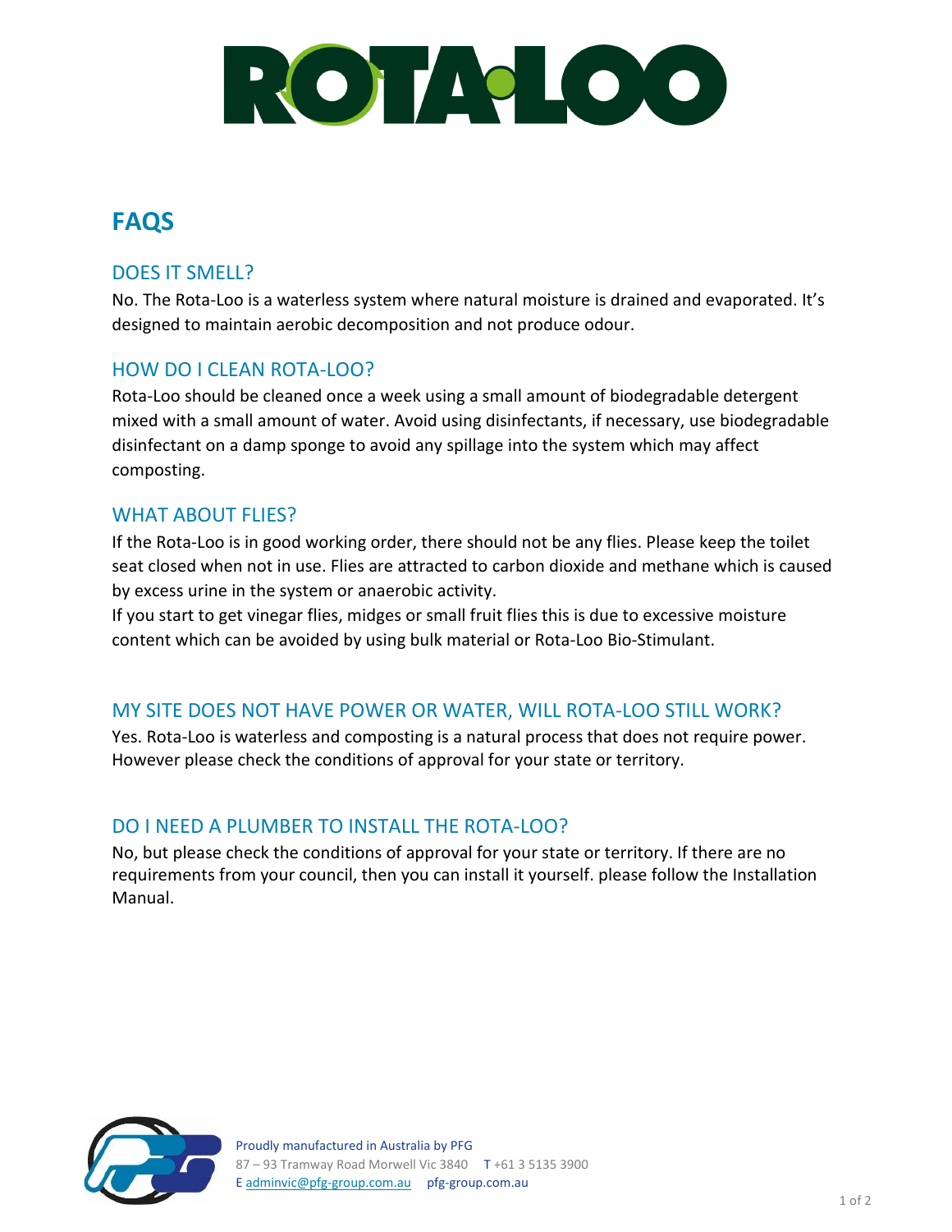# ROTA-LOO

## FAQS

### DOES IT SMELL?

No. The Rota-Loo is a waterless system where natural moisture is drained and evaporated. It's designed to maintain aerobic decomposition and not produce odour.

### HOW DO I CLEAN ROTA-LOO?

Rota-Loo should be cleaned once a week using a small amount of biodegradable detergent mixed with a small amount of water. Avoid using disinfectants, if necessary, use biodegradable disinfectant on a damp sponge to avoid any spillage into the system which may affect composting.

### WHAT ABOUT FLIES?

If the Rota-Loo is in good working order, there should not be any flies. Please keep the toilet seat closed when not in use. Flies are attracted to carbon dioxide and methane which is caused by excess urine in the system or anaerobic activity.

If you start to get vinegar flies, midges or small fruit flies this is due to excessive moisture content which can be avoided by using bulk material or Rota-Loo Bio-Stimulant.

### MY SITE DOES NOT HAVE POWER OR WATER, WILL ROTA-LOO STILL WORK?

Yes. Rota-Loo is waterless and composting is a natural process that does not require power. However please check the conditions of approval for your state or territory.

### DO I NEED A PLUMBER TO INSTALL THE ROTA-LOO?

No, but please check the conditions of approval for your state or territory. If there are no requirements from your council, then you can install it yourself. please follow the Installation Manual.

Proudly manufactured in Australia by PFG
87 – 93 Tramway Road Morwell Vic 3840 T +61 3 5135 3900
E adminvic@pfg-group.com.au pfg-group.com.au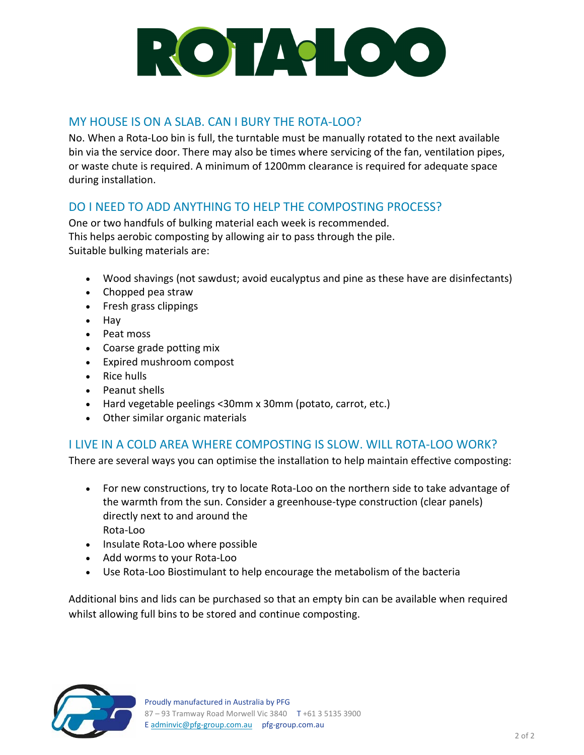# ROTA-LOO

## MY HOUSE IS ON A SLAB. CAN I BURY THE ROTA-LOO?

No. When a Rota-Loo bin is full, the turntable must be manually rotated to the next available bin via the service door. There may also be times where servicing of the fan, ventilation pipes, or waste chute is required. A minimum of 1200mm clearance is required for adequate space during installation.

## DO I NEED TO ADD ANYTHING TO HELP THE COMPOSTING PROCESS?

One or two handfuls of bulking material each week is recommended.
This helps aerobic composting by allowing air to pass through the pile.
Suitable bulking materials are:

- Wood shavings (not sawdust; avoid eucalyptus and pine as these have are disinfectants)
- Chopped pea straw
- Fresh grass clippings
- Hay
- Peat moss
- Coarse grade potting mix
- Expired mushroom compost
- Rice hulls
- Peanut shells
- Hard vegetable peelings <30mm x 30mm (potato, carrot, etc.)
- Other similar organic materials

## I LIVE IN A COLD AREA WHERE COMPOSTING IS SLOW. WILL ROTA-LOO WORK?

There are several ways you can optimise the installation to help maintain effective composting:

- For new constructions, try to locate Rota-Loo on the northern side to take advantage of the warmth from the sun. Consider a greenhouse-type construction (clear panels) directly next to and around the Rota-Loo
- Insulate Rota-Loo where possible
- Add worms to your Rota-Loo
- Use Rota-Loo Biostimulant to help encourage the metabolism of the bacteria

Additional bins and lids can be purchased so that an empty bin can be available when required whilst allowing full bins to be stored and continue composting.

Proudly manufactured in Australia by PFG
87 – 93 Tramway Road Morwell Vic 3840 T +61 3 5135 3900
E adminvic@pfg-group.com.au pfg-group.com.au